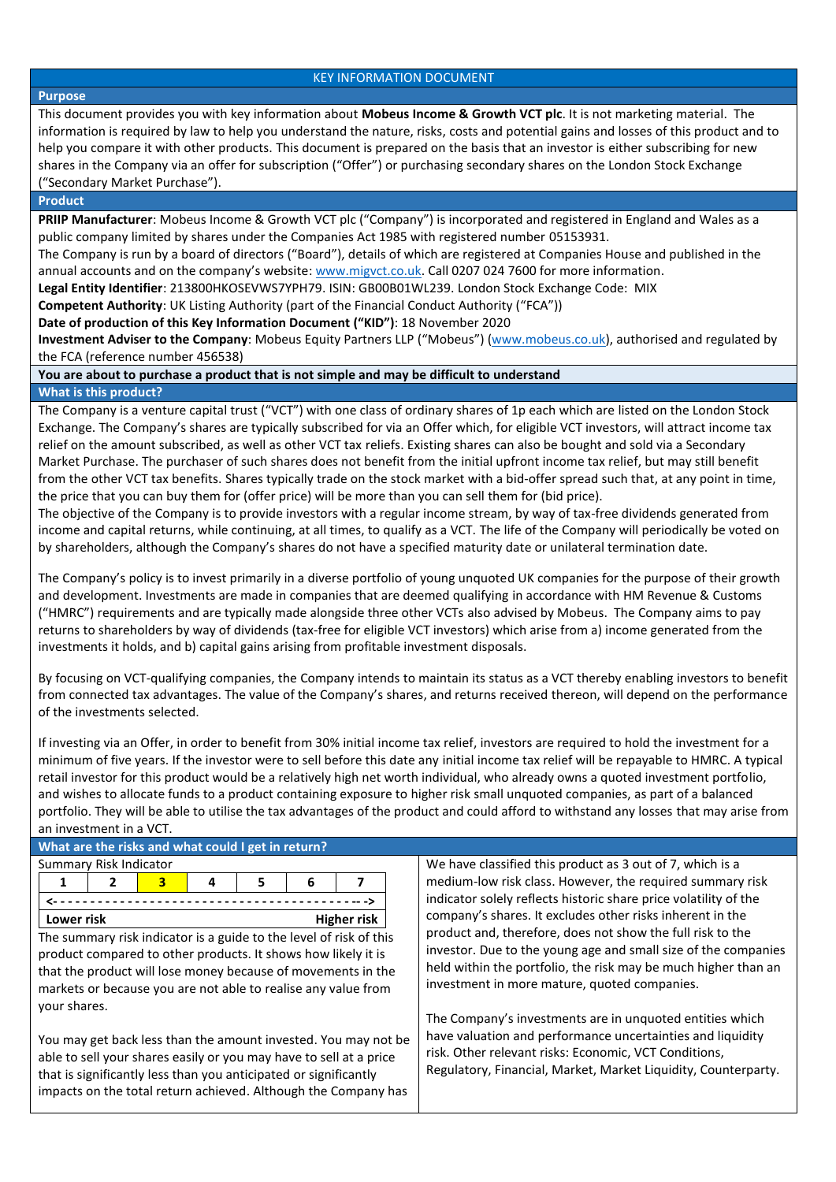# KEY INFORMATION DOCUMENT

## Purpose

This document provides you with key information about **Mobeus Income & Growth VCT plc**. It is not marketing material. The information is required by law to help you understand the nature, risks, costs and potential gains and losses of this product and to help you compare it with other products. This document is prepared on the basis that an investor is either subscribing for new shares in the Company via an offer for subscription ("Offer") or purchasing secondary shares on the London Stock Exchange ("Secondary Market Purchase").

## Product

**PRIIP Manufacturer**: Mobeus Income & Growth VCT plc ("Company") is incorporated and registered in England and Wales as a public company limited by shares under the Companies Act 1985 with registered number 05153931.

The Company is run by a board of directors ("Board"), details of which are registered at Companies House and published in the annual accounts and on the company's website: www.migvct.co.uk. Call 0207 024 7600 for more information.

**Legal Entity Identifier**: 213800HKOSEVWS7YPH79. ISIN: GB00B01WL239. London Stock Exchange Code: MIX

**Competent Authority**: UK Listing Authority (part of the Financial Conduct Authority ("FCA"))

**Date of production of this Key Information Document ("KID")**: 18 November 2020

**Investment Adviser to the Company**: Mobeus Equity Partners LLP ("Mobeus") (www.mobeus.co.uk), authorised and regulated by the FCA (reference number 456538)

**You are about to purchase a product that is not simple and may be difficult to understand**

## What is this product?

The Company is a venture capital trust ("VCT") with one class of ordinary shares of 1p each which are listed on the London Stock Exchange. The Company's shares are typically subscribed for via an Offer which, for eligible VCT investors, will attract income tax relief on the amount subscribed, as well as other VCT tax reliefs. Existing shares can also be bought and sold via a Secondary Market Purchase. The purchaser of such shares does not benefit from the initial upfront income tax relief, but may still benefit from the other VCT tax benefits. Shares typically trade on the stock market with a bid-offer spread such that, at any point in time, the price that you can buy them for (offer price) will be more than you can sell them for (bid price).

The objective of the Company is to provide investors with a regular income stream, by way of tax-free dividends generated from income and capital returns, while continuing, at all times, to qualify as a VCT. The life of the Company will periodically be voted on by shareholders, although the Company's shares do not have a specified maturity date or unilateral termination date.

The Company's policy is to invest primarily in a diverse portfolio of young unquoted UK companies for the purpose of their growth and development. Investments are made in companies that are deemed qualifying in accordance with HM Revenue & Customs ("HMRC") requirements and are typically made alongside three other VCTs also advised by Mobeus. The Company aims to pay returns to shareholders by way of dividends (tax-free for eligible VCT investors) which arise from a) income generated from the investments it holds, and b) capital gains arising from profitable investment disposals.

By focusing on VCT-qualifying companies, the Company intends to maintain its status as a VCT thereby enabling investors to benefit from connected tax advantages. The value of the Company's shares, and returns received thereon, will depend on the performance of the investments selected.

If investing via an Offer, in order to benefit from 30% initial income tax relief, investors are required to hold the investment for a minimum of five years. If the investor were to sell before this date any initial income tax relief will be repayable to HMRC. A typical retail investor for this product would be a relatively high net worth individual, who already owns a quoted investment portfolio, and wishes to allocate funds to a product containing exposure to higher risk small unquoted companies, as part of a balanced portfolio. They will be able to utilise the tax advantages of the product and could afford to withstand any losses that may arise from an investment in a VCT.

## What are the risks and what could I get in return?

Summary Risk Indicator

| 1 | 2 | **3** | 4 | 5 | 6 | 7 |
|---|---|---|---|---|---|---|

<------------------------------------------->

**Lower risk** — **Higher risk**

The summary risk indicator is a guide to the level of risk of this product compared to other products. It shows how likely it is that the product will lose money because of movements in the markets or because you are not able to realise any value from your shares.

You may get back less than the amount invested. You may not be able to sell your shares easily or you may have to sell at a price that is significantly less than you anticipated or significantly impacts on the total return achieved. Although the Company has

We have classified this product as 3 out of 7, which is a medium-low risk class. However, the required summary risk indicator solely reflects historic share price volatility of the company's shares. It excludes other risks inherent in the product and, therefore, does not show the full risk to the investor. Due to the young age and small size of the companies held within the portfolio, the risk may be much higher than an investment in more mature, quoted companies.

The Company's investments are in unquoted entities which have valuation and performance uncertainties and liquidity risk. Other relevant risks: Economic, VCT Conditions, Regulatory, Financial, Market, Market Liquidity, Counterparty.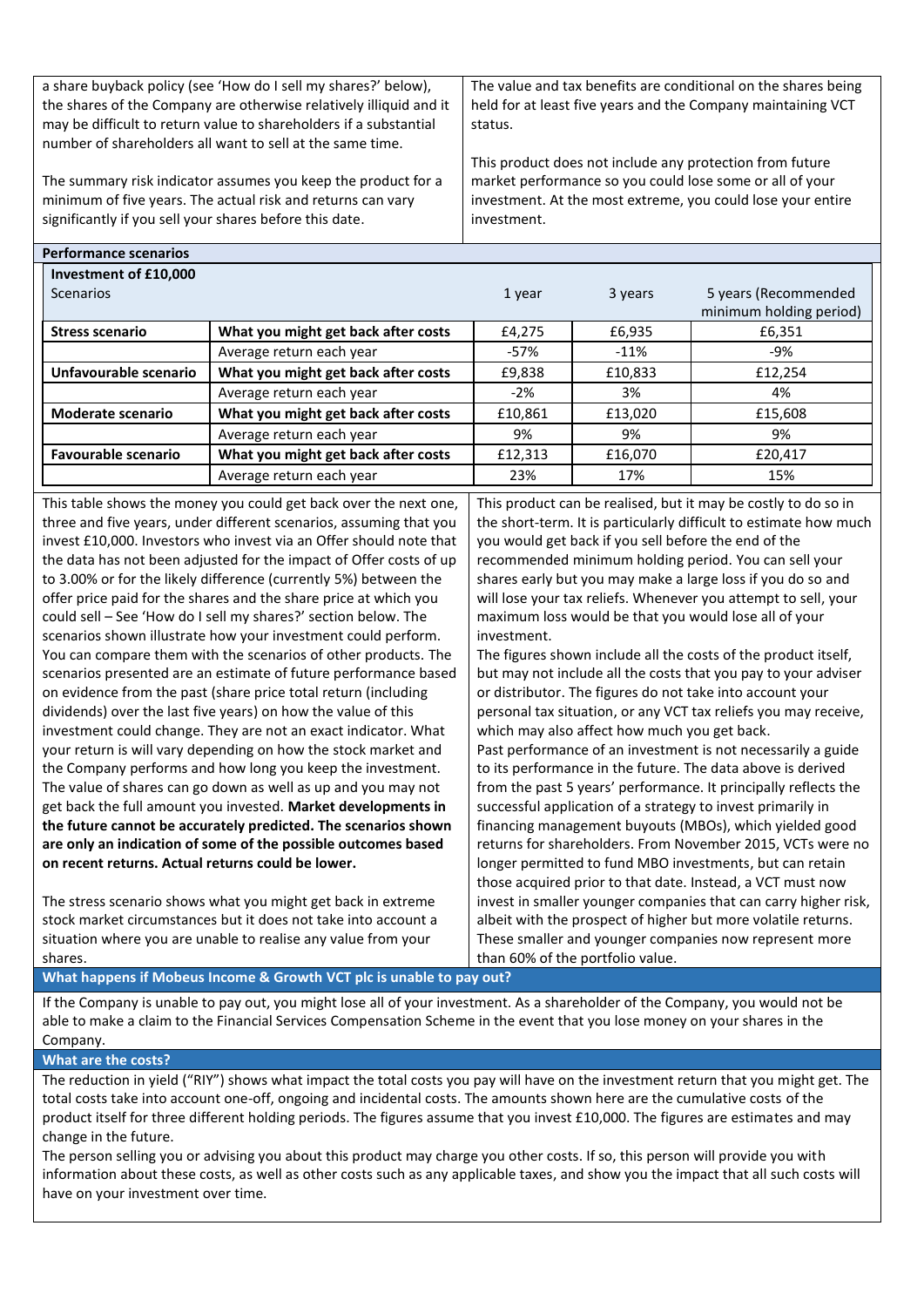a share buyback policy (see 'How do I sell my shares?' below), the shares of the Company are otherwise relatively illiquid and it may be difficult to return value to shareholders if a substantial number of shareholders all want to sell at the same time.

The summary risk indicator assumes you keep the product for a minimum of five years. The actual risk and returns can vary significantly if you sell your shares before this date.

The value and tax benefits are conditional on the shares being held for at least five years and the Company maintaining VCT status.

This product does not include any protection from future market performance so you could lose some or all of your investment. At the most extreme, you could lose your entire investment.

## Performance scenarios

| Investment of £10,000 Scenarios | | 1 year | 3 years | 5 years (Recommended minimum holding period) |
|---|---|---|---|---|
| **Stress scenario** | **What you might get back after costs** | £4,275 | £6,935 | £6,351 |
| | Average return each year | -57% | -11% | -9% |
| **Unfavourable scenario** | **What you might get back after costs** | £9,838 | £10,833 | £12,254 |
| | Average return each year | -2% | 3% | 4% |
| **Moderate scenario** | **What you might get back after costs** | £10,861 | £13,020 | £15,608 |
| | Average return each year | 9% | 9% | 9% |
| **Favourable scenario** | **What you might get back after costs** | £12,313 | £16,070 | £20,417 |
| | Average return each year | 23% | 17% | 15% |

This table shows the money you could get back over the next one, three and five years, under different scenarios, assuming that you invest £10,000. Investors who invest via an Offer should note that the data has not been adjusted for the impact of Offer costs of up to 3.00% or for the likely difference (currently 5%) between the offer price paid for the shares and the share price at which you could sell – See 'How do I sell my shares?' section below. The scenarios shown illustrate how your investment could perform. You can compare them with the scenarios of other products. The scenarios presented are an estimate of future performance based on evidence from the past (share price total return (including dividends) over the last five years) on how the value of this investment could change. They are not an exact indicator. What your return is will vary depending on how the stock market and the Company performs and how long you keep the investment. The value of shares can go down as well as up and you may not get back the full amount you invested. **Market developments in the future cannot be accurately predicted. The scenarios shown are only an indication of some of the possible outcomes based on recent returns. Actual returns could be lower.**

The stress scenario shows what you might get back in extreme stock market circumstances but it does not take into account a situation where you are unable to realise any value from your shares.

This product can be realised, but it may be costly to do so in the short-term. It is particularly difficult to estimate how much you would get back if you sell before the end of the recommended minimum holding period. You can sell your shares early but you may make a large loss if you do so and will lose your tax reliefs. Whenever you attempt to sell, your maximum loss would be that you would lose all of your investment.

The figures shown include all the costs of the product itself, but may not include all the costs that you pay to your adviser or distributor. The figures do not take into account your personal tax situation, or any VCT tax reliefs you may receive, which may also affect how much you get back.

Past performance of an investment is not necessarily a guide to its performance in the future. The data above is derived from the past 5 years' performance. It principally reflects the successful application of a strategy to invest primarily in financing management buyouts (MBOs), which yielded good returns for shareholders. From November 2015, VCTs were no longer permitted to fund MBO investments, but can retain those acquired prior to that date. Instead, a VCT must now invest in smaller younger companies that can carry higher risk, albeit with the prospect of higher but more volatile returns. These smaller and younger companies now represent more than 60% of the portfolio value.

## What happens if Mobeus Income & Growth VCT plc is unable to pay out?

If the Company is unable to pay out, you might lose all of your investment. As a shareholder of the Company, you would not be able to make a claim to the Financial Services Compensation Scheme in the event that you lose money on your shares in the Company.

## What are the costs?

The reduction in yield ("RIY") shows what impact the total costs you pay will have on the investment return that you might get. The total costs take into account one-off, ongoing and incidental costs. The amounts shown here are the cumulative costs of the product itself for three different holding periods. The figures assume that you invest £10,000. The figures are estimates and may change in the future.

The person selling you or advising you about this product may charge you other costs. If so, this person will provide you with information about these costs, as well as other costs such as any applicable taxes, and show you the impact that all such costs will have on your investment over time.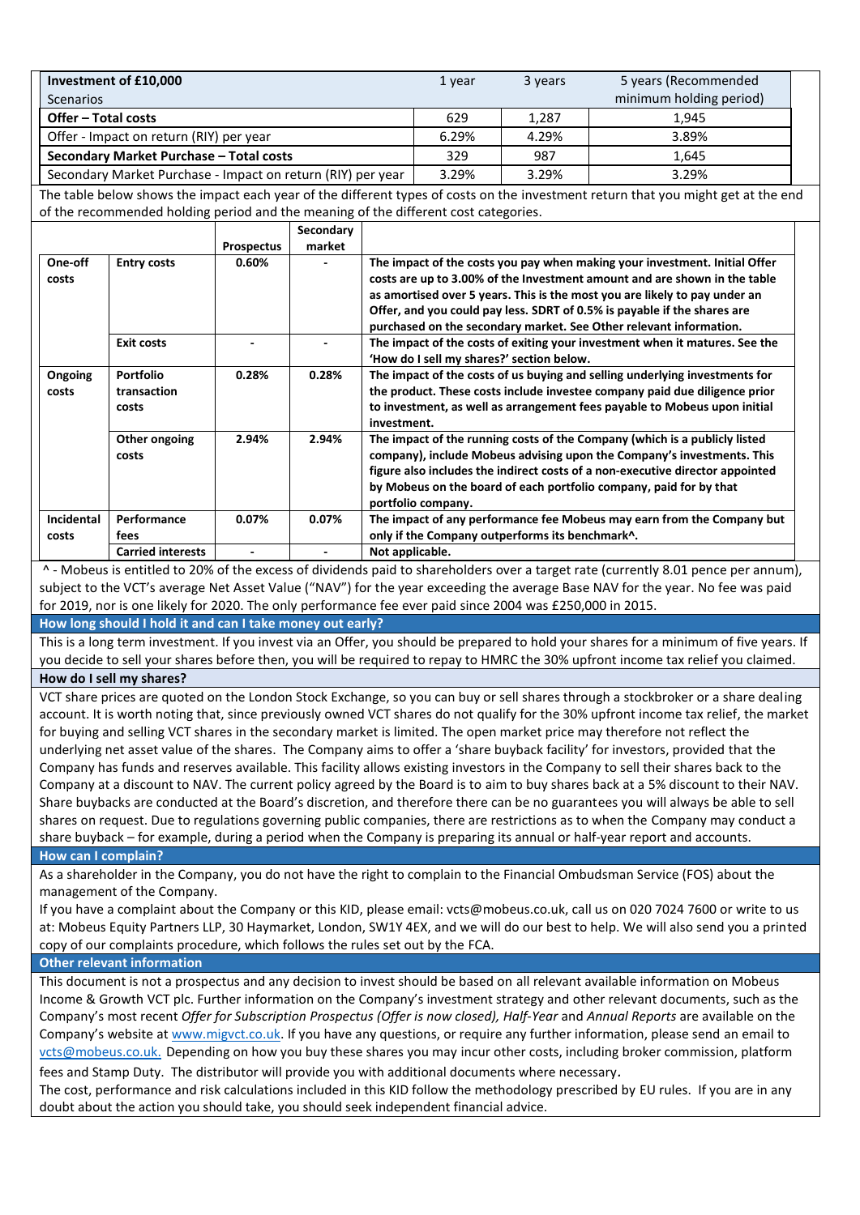| Investment of £10,000<br>Scenarios | 1 year | 3 years | 5 years (Recommended minimum holding period) |
|---|---|---|---|
| **Offer – Total costs** | 629 | 1,287 | 1,945 |
| Offer - Impact on return (RIY) per year | 6.29% | 4.29% | 3.89% |
| **Secondary Market Purchase – Total costs** | 329 | 987 | 1,645 |
| Secondary Market Purchase - Impact on return (RIY) per year | 3.29% | 3.29% | 3.29% |

The table below shows the impact each year of the different types of costs on the investment return that you might get at the end of the recommended holding period and the meaning of the different cost categories.

| | | **Prospectus** | **Secondary market** | |
|---|---|---|---|---|
| **One-off costs** | **Entry costs** | **0.60%** | **-** | **The impact of the costs you pay when making your investment. Initial Offer costs are up to 3.00% of the Investment amount and are shown in the table as amortised over 5 years. This is the most you are likely to pay under an Offer, and you could pay less. SDRT of 0.5% is payable if the shares are purchased on the secondary market. See Other relevant information.** |
| | **Exit costs** | **-** | **-** | **The impact of the costs of exiting your investment when it matures. See the 'How do I sell my shares?' section below.** |
| **Ongoing costs** | **Portfolio transaction costs** | **0.28%** | **0.28%** | **The impact of the costs of us buying and selling underlying investments for the product. These costs include investee company paid due diligence prior to investment, as well as arrangement fees payable to Mobeus upon initial investment.** |
| | **Other ongoing costs** | **2.94%** | **2.94%** | **The impact of the running costs of the Company (which is a publicly listed company), include Mobeus advising upon the Company's investments. This figure also includes the indirect costs of a non-executive director appointed by Mobeus on the board of each portfolio company, paid for by that portfolio company.** |
| **Incidental costs** | **Performance fees** | **0.07%** | **0.07%** | **The impact of any performance fee Mobeus may earn from the Company but only if the Company outperforms its benchmark^.** |
| | **Carried interests** | **-** | **-** | **Not applicable.** |

^ - Mobeus is entitled to 20% of the excess of dividends paid to shareholders over a target rate (currently 8.01 pence per annum), subject to the VCT's average Net Asset Value ("NAV") for the year exceeding the average Base NAV for the year. No fee was paid for 2019, nor is one likely for 2020. The only performance fee ever paid since 2004 was £250,000 in 2015.

## How long should I hold it and can I take money out early?

This is a long term investment. If you invest via an Offer, you should be prepared to hold your shares for a minimum of five years. If you decide to sell your shares before then, you will be required to repay to HMRC the 30% upfront income tax relief you claimed.

## How do I sell my shares?

VCT share prices are quoted on the London Stock Exchange, so you can buy or sell shares through a stockbroker or a share dealing account. It is worth noting that, since previously owned VCT shares do not qualify for the 30% upfront income tax relief, the market for buying and selling VCT shares in the secondary market is limited. The open market price may therefore not reflect the underlying net asset value of the shares. The Company aims to offer a 'share buyback facility' for investors, provided that the Company has funds and reserves available. This facility allows existing investors in the Company to sell their shares back to the Company at a discount to NAV. The current policy agreed by the Board is to aim to buy shares back at a 5% discount to their NAV. Share buybacks are conducted at the Board's discretion, and therefore there can be no guarantees you will always be able to sell shares on request. Due to regulations governing public companies, there are restrictions as to when the Company may conduct a share buyback – for example, during a period when the Company is preparing its annual or half-year report and accounts.

## How can I complain?

As a shareholder in the Company, you do not have the right to complain to the Financial Ombudsman Service (FOS) about the management of the Company.

If you have a complaint about the Company or this KID, please email: vcts@mobeus.co.uk, call us on 020 7024 7600 or write to us at: Mobeus Equity Partners LLP, 30 Haymarket, London, SW1Y 4EX, and we will do our best to help. We will also send you a printed copy of our complaints procedure, which follows the rules set out by the FCA.

## Other relevant information

This document is not a prospectus and any decision to invest should be based on all relevant available information on Mobeus Income & Growth VCT plc. Further information on the Company's investment strategy and other relevant documents, such as the Company's most recent *Offer for Subscription Prospectus (Offer is now closed), Half-Year* and *Annual Reports* are available on the Company's website at www.migvct.co.uk. If you have any questions, or require any further information, please send an email to vcts@mobeus.co.uk. Depending on how you buy these shares you may incur other costs, including broker commission, platform fees and Stamp Duty. The distributor will provide you with additional documents where necessary.

The cost, performance and risk calculations included in this KID follow the methodology prescribed by EU rules. If you are in any doubt about the action you should take, you should seek independent financial advice.